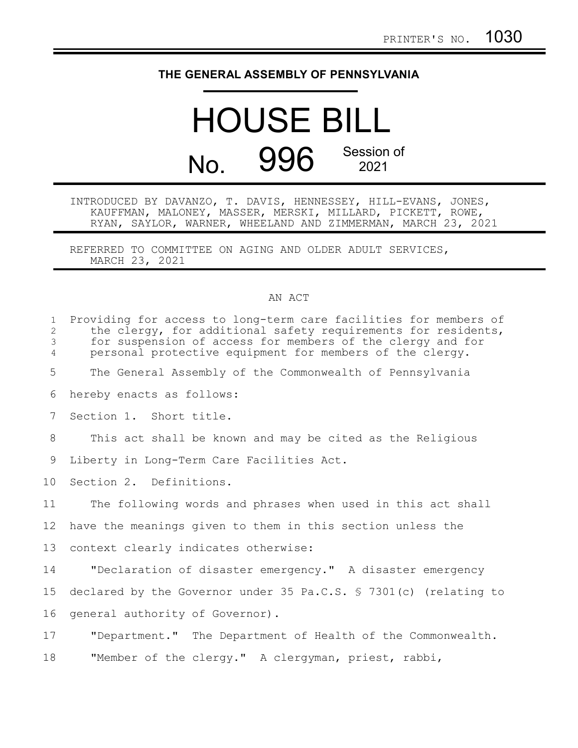PRINTER'S NO. 1030

# THE GENERAL ASSEMBLY OF PENNSYLVANIA

# HOUSE BILL No. 996 Session of 2021

INTRODUCED BY DAVANZO, T. DAVIS, HENNESSEY, HILL-EVANS, JONES, KAUFFMAN, MALONEY, MASSER, MERSKI, MILLARD, PICKETT, ROWE, RYAN, SAYLOR, WARNER, WHEELAND AND ZIMMERMAN, MARCH 23, 2021

REFERRED TO COMMITTEE ON AGING AND OLDER ADULT SERVICES, MARCH 23, 2021

## AN ACT

Providing for access to long-term care facilities for members of the clergy, for additional safety requirements for residents, for suspension of access for members of the clergy and for personal protective equipment for members of the clergy.

The General Assembly of the Commonwealth of Pennsylvania hereby enacts as follows:

Section 1. Short title.

This act shall be known and may be cited as the Religious Liberty in Long-Term Care Facilities Act.

Section 2. Definitions.

The following words and phrases when used in this act shall have the meanings given to them in this section unless the context clearly indicates otherwise:

"Declaration of disaster emergency." A disaster emergency declared by the Governor under 35 Pa.C.S. § 7301(c) (relating to general authority of Governor).

"Department." The Department of Health of the Commonwealth.

"Member of the clergy." A clergyman, priest, rabbi,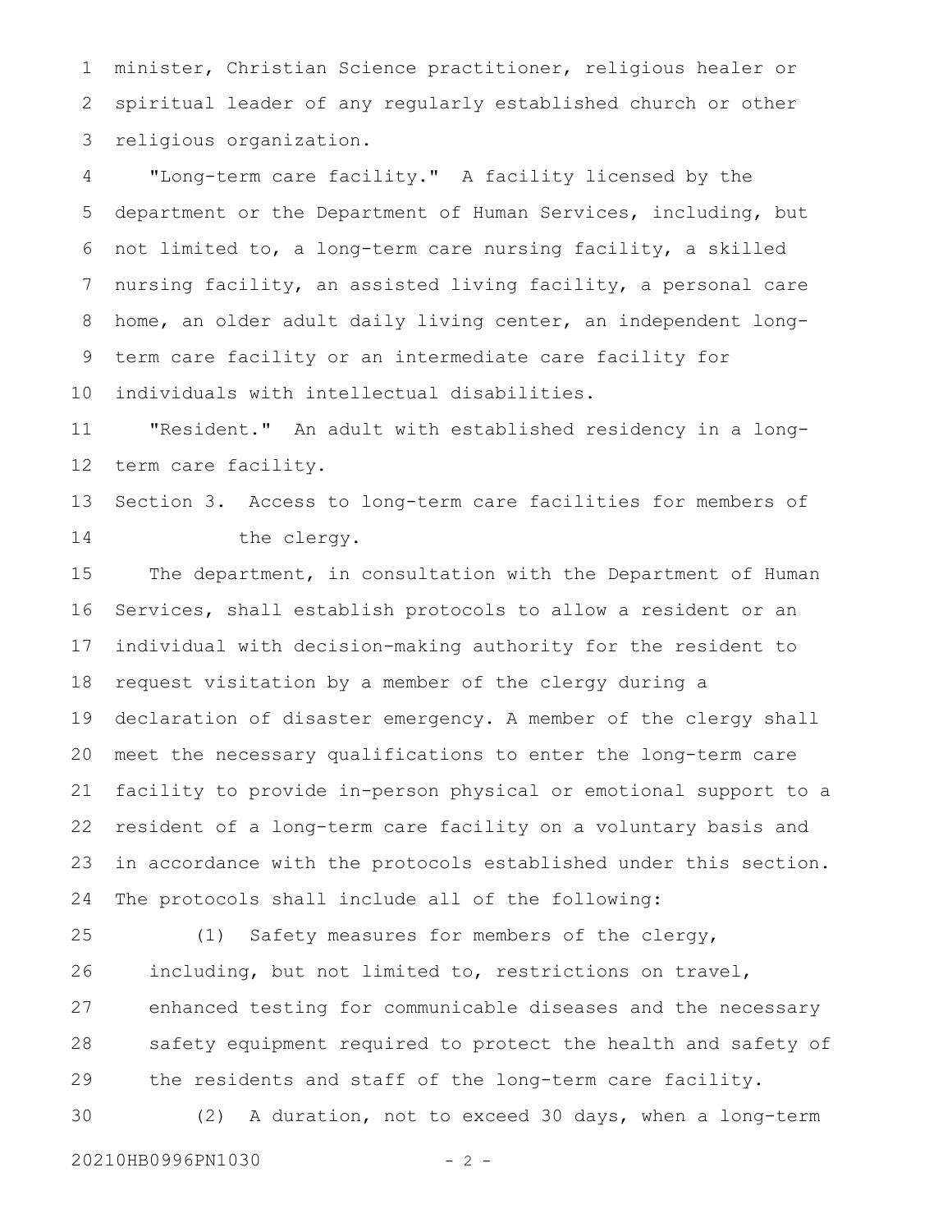minister, Christian Science practitioner, religious healer or spiritual leader of any regularly established church or other religious organization.

"Long-term care facility." A facility licensed by the department or the Department of Human Services, including, but not limited to, a long-term care nursing facility, a skilled nursing facility, an assisted living facility, a personal care home, an older adult daily living center, an independent long-term care facility or an intermediate care facility for individuals with intellectual disabilities.

"Resident." An adult with established residency in a long-term care facility.

Section 3. Access to long-term care facilities for members of the clergy.

The department, in consultation with the Department of Human Services, shall establish protocols to allow a resident or an individual with decision-making authority for the resident to request visitation by a member of the clergy during a declaration of disaster emergency. A member of the clergy shall meet the necessary qualifications to enter the long-term care facility to provide in-person physical or emotional support to a resident of a long-term care facility on a voluntary basis and in accordance with the protocols established under this section. The protocols shall include all of the following:

(1) Safety measures for members of the clergy, including, but not limited to, restrictions on travel, enhanced testing for communicable diseases and the necessary safety equipment required to protect the health and safety of the residents and staff of the long-term care facility.

(2) A duration, not to exceed 30 days, when a long-term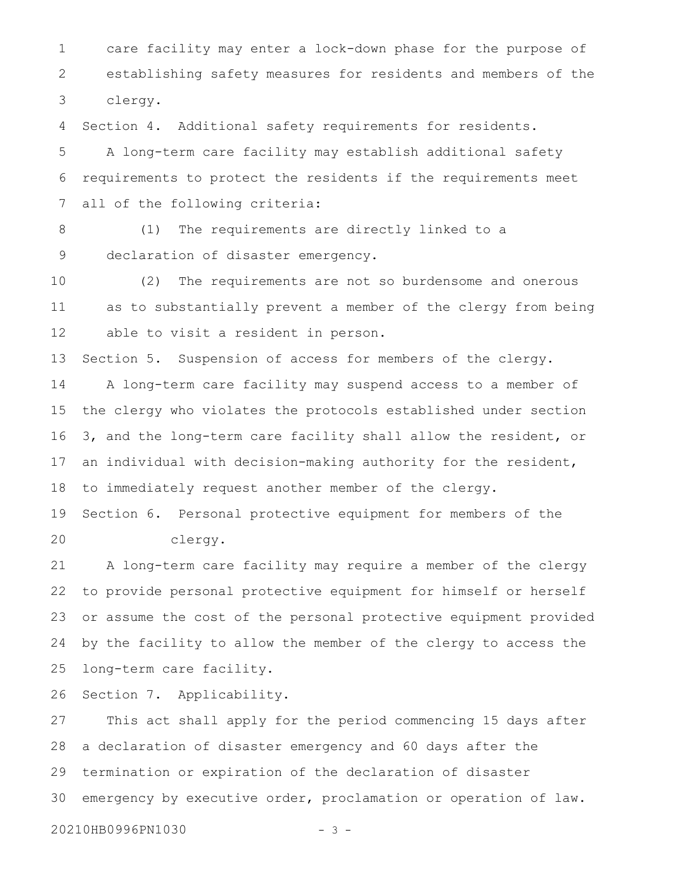care facility may enter a lock-down phase for the purpose of establishing safety measures for residents and members of the clergy.

Section 4. Additional safety requirements for residents.

A long-term care facility may establish additional safety requirements to protect the residents if the requirements meet all of the following criteria:

(1) The requirements are directly linked to a declaration of disaster emergency.

(2) The requirements are not so burdensome and onerous as to substantially prevent a member of the clergy from being able to visit a resident in person.

Section 5. Suspension of access for members of the clergy.

A long-term care facility may suspend access to a member of the clergy who violates the protocols established under section 3, and the long-term care facility shall allow the resident, or an individual with decision-making authority for the resident, to immediately request another member of the clergy.

Section 6. Personal protective equipment for members of the clergy.

A long-term care facility may require a member of the clergy to provide personal protective equipment for himself or herself or assume the cost of the personal protective equipment provided by the facility to allow the member of the clergy to access the long-term care facility.

Section 7. Applicability.

This act shall apply for the period commencing 15 days after a declaration of disaster emergency and 60 days after the termination or expiration of the declaration of disaster emergency by executive order, proclamation or operation of law.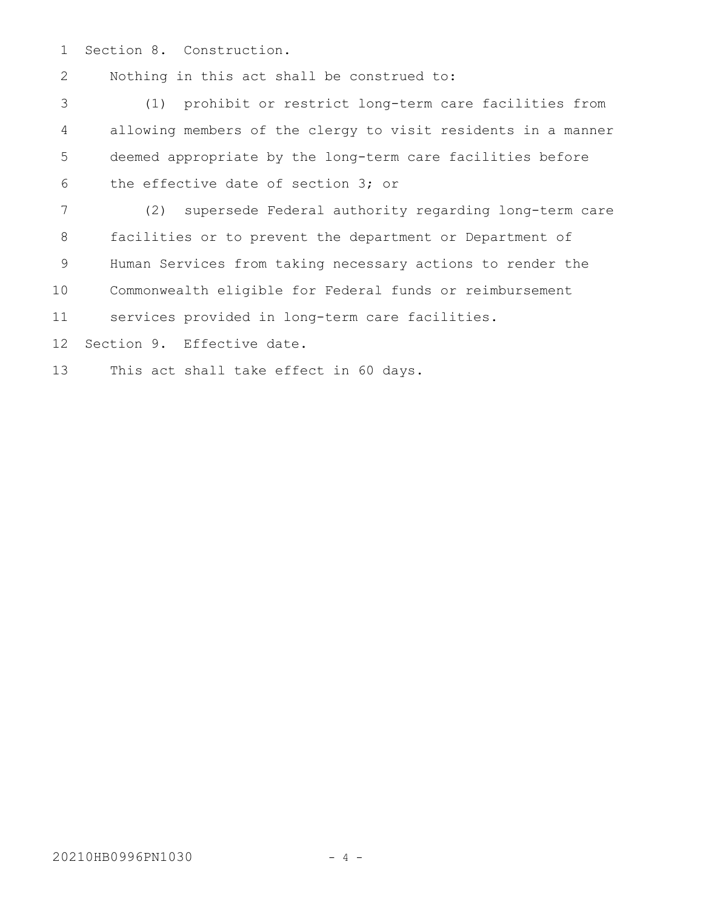Section 8. Construction.

Nothing in this act shall be construed to:

(1) prohibit or restrict long-term care facilities from allowing members of the clergy to visit residents in a manner deemed appropriate by the long-term care facilities before the effective date of section 3; or

(2) supersede Federal authority regarding long-term care facilities or to prevent the department or Department of Human Services from taking necessary actions to render the Commonwealth eligible for Federal funds or reimbursement services provided in long-term care facilities.

Section 9. Effective date.

This act shall take effect in 60 days.